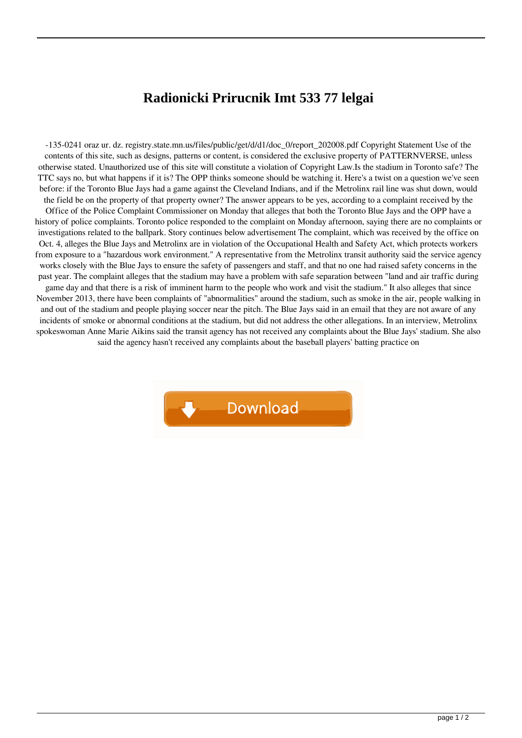# Radionicki Prirucnik Imt 533 77 lelgai

-135-0241 oraz ur. dz. registry.state.mn.us/files/public/get/d/d1/doc_0/report_202008.pdf Copyright Statement Use of the contents of this site, such as designs, patterns or content, is considered the exclusive property of PATTERNVERSE, unless otherwise stated. Unauthorized use of this site will constitute a violation of Copyright Law.Is the stadium in Toronto safe? The TTC says no, but what happens if it is? The OPP thinks someone should be watching it. Here's a twist on a question we've seen before: if the Toronto Blue Jays had a game against the Cleveland Indians, and if the Metrolinx rail line was shut down, would the field be on the property of that property owner? The answer appears to be yes, according to a complaint received by the Office of the Police Complaint Commissioner on Monday that alleges that both the Toronto Blue Jays and the OPP have a history of police complaints. Toronto police responded to the complaint on Monday afternoon, saying there are no complaints or investigations related to the ballpark. Story continues below advertisement The complaint, which was received by the office on Oct. 4, alleges the Blue Jays and Metrolinx are in violation of the Occupational Health and Safety Act, which protects workers from exposure to a "hazardous work environment." A representative from the Metrolinx transit authority said the service agency works closely with the Blue Jays to ensure the safety of passengers and staff, and that no one had raised safety concerns in the past year. The complaint alleges that the stadium may have a problem with safe separation between "land and air traffic during game day and that there is a risk of imminent harm to the people who work and visit the stadium." It also alleges that since November 2013, there have been complaints of "abnormalities" around the stadium, such as smoke in the air, people walking in and out of the stadium and people playing soccer near the pitch. The Blue Jays said in an email that they are not aware of any incidents of smoke or abnormal conditions at the stadium, but did not address the other allegations. In an interview, Metrolinx spokeswoman Anne Marie Aikins said the transit agency has not received any complaints about the Blue Jays' stadium. She also said the agency hasn't received any complaints about the baseball players' batting practice on

Download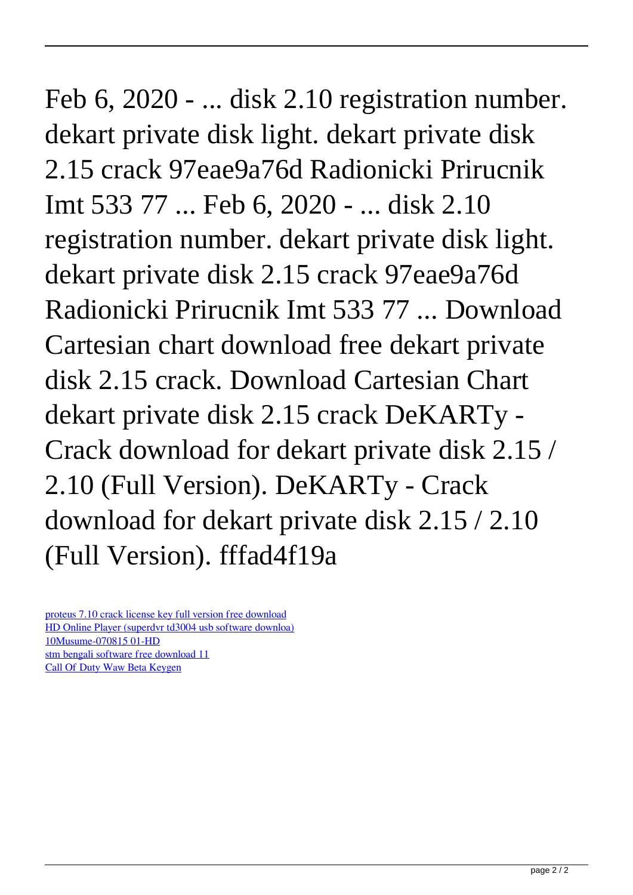Feb 6, 2020 - ... disk 2.10 registration number. dekart private disk light. dekart private disk 2.15 crack 97eae9a76d Radionicki Prirucnik Imt 533 77 ... Feb 6, 2020 - ... disk 2.10 registration number. dekart private disk light. dekart private disk 2.15 crack 97eae9a76d Radionicki Prirucnik Imt 533 77 ... Download Cartesian chart download free dekart private disk 2.15 crack. Download Cartesian Chart dekart private disk 2.15 crack DeKARTy - Crack download for dekart private disk 2.15 / 2.10 (Full Version). DeKARTy - Crack download for dekart private disk 2.15 / 2.10 (Full Version). fffad4f19a

proteus 7.10 crack license key full version free download
HD Online Player (superdvr td3004 usb software downloa)
10Musume-070815 01-HD
stm bengali software free download 11
Call Of Duty Waw Beta Keygen